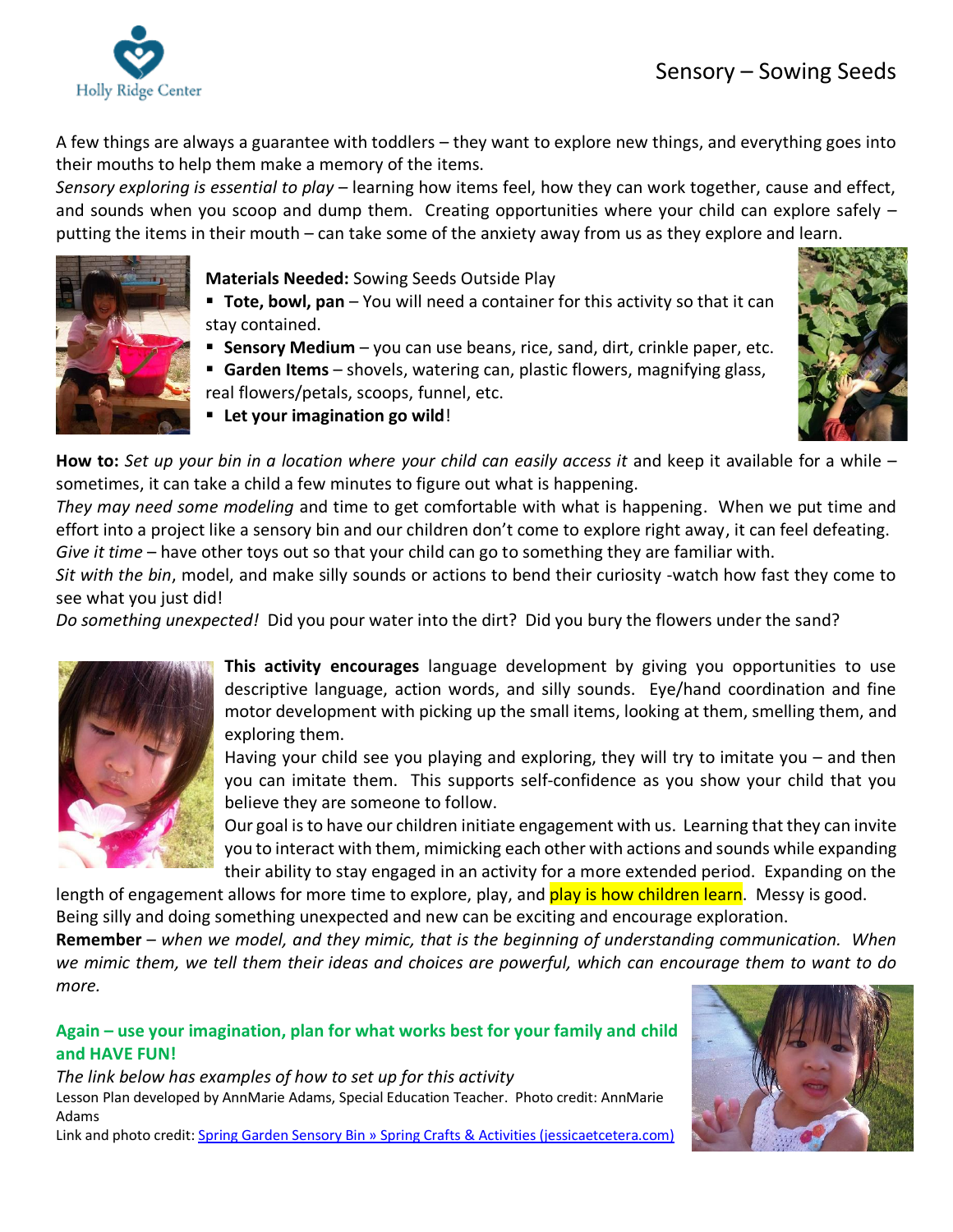Holly Ridge Center

# Sensory – Sowing Seeds

A few things are always a guarantee with toddlers – they want to explore new things, and everything goes into their mouths to help them make a memory of the items.

*Sensory exploring is essential to play* – learning how items feel, how they can work together, cause and effect, and sounds when you scoop and dump them. Creating opportunities where your child can explore safely – putting the items in their mouth – can take some of the anxiety away from us as they explore and learn.

**Materials Needed:** Sowing Seeds Outside Play

- **Tote, bowl, pan** – You will need a container for this activity so that it can stay contained.
- **Sensory Medium** – you can use beans, rice, sand, dirt, crinkle paper, etc.
- **Garden Items** – shovels, watering can, plastic flowers, magnifying glass, real flowers/petals, scoops, funnel, etc.
- **Let your imagination go wild**!

**How to:** *Set up your bin in a location where your child can easily access it* and keep it available for a while – sometimes, it can take a child a few minutes to figure out what is happening.

*They may need some modeling* and time to get comfortable with what is happening. When we put time and effort into a project like a sensory bin and our children don't come to explore right away, it can feel defeating.

*Give it time* – have other toys out so that your child can go to something they are familiar with.

*Sit with the bin*, model, and make silly sounds or actions to bend their curiosity -watch how fast they come to see what you just did!

*Do something unexpected!* Did you pour water into the dirt? Did you bury the flowers under the sand?

**This activity encourages** language development by giving you opportunities to use descriptive language, action words, and silly sounds. Eye/hand coordination and fine motor development with picking up the small items, looking at them, smelling them, and exploring them.

Having your child see you playing and exploring, they will try to imitate you – and then you can imitate them. This supports self-confidence as you show your child that you believe they are someone to follow.

Our goal is to have our children initiate engagement with us. Learning that they can invite you to interact with them, mimicking each other with actions and sounds while expanding their ability to stay engaged in an activity for a more extended period. Expanding on the length of engagement allows for more time to explore, play, and play is how children learn. Messy is good. Being silly and doing something unexpected and new can be exciting and encourage exploration.

**Remember** – *when we model, and they mimic, that is the beginning of understanding communication. When we mimic them, we tell them their ideas and choices are powerful, which can encourage them to want to do more.*

**Again – use your imagination, plan for what works best for your family and child and HAVE FUN!**

*The link below has examples of how to set up for this activity*

Lesson Plan developed by AnnMarie Adams, Special Education Teacher. Photo credit: AnnMarie Adams

Link and photo credit: Spring Garden Sensory Bin » Spring Crafts & Activities (jessicaetcetera.com)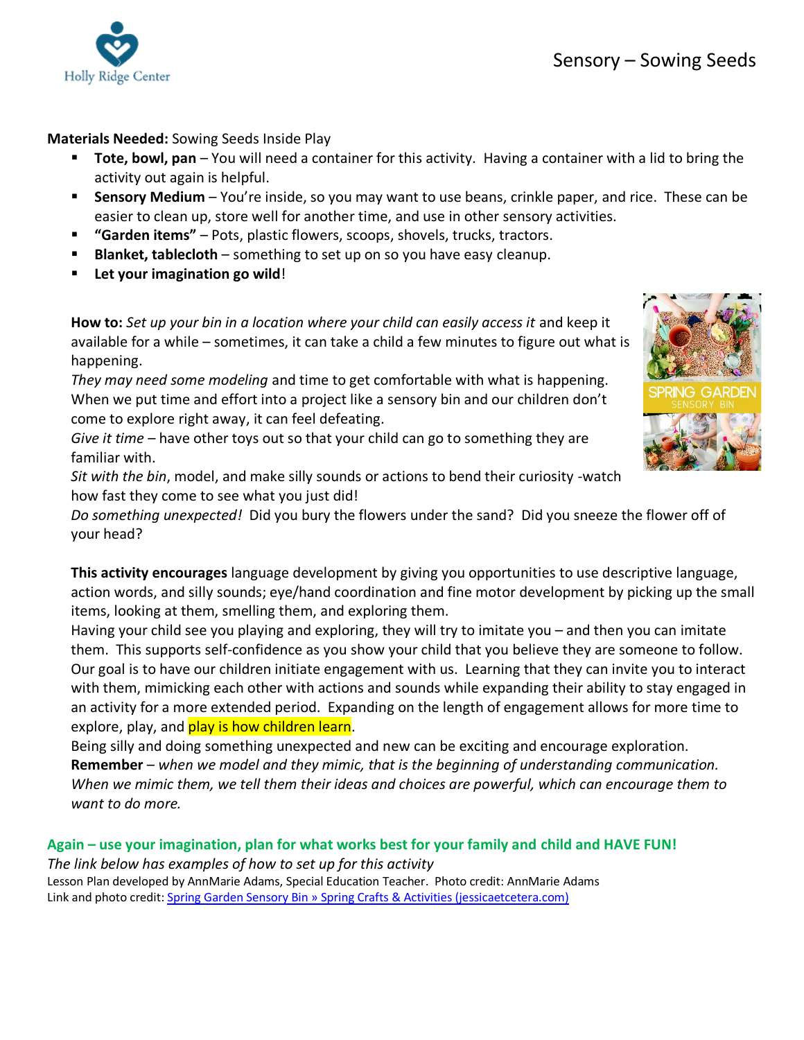# Sensory – Sowing Seeds

**Materials Needed:** Sowing Seeds Inside Play

- **Tote, bowl, pan** – You will need a container for this activity. Having a container with a lid to bring the activity out again is helpful.
- **Sensory Medium** – You're inside, so you may want to use beans, crinkle paper, and rice. These can be easier to clean up, store well for another time, and use in other sensory activities.
- **"Garden items"** – Pots, plastic flowers, scoops, shovels, trucks, tractors.
- **Blanket, tablecloth** – something to set up on so you have easy cleanup.
- **Let your imagination go wild**!

**How to:** *Set up your bin in a location where your child can easily access it* and keep it available for a while – sometimes, it can take a child a few minutes to figure out what is happening.

*They may need some modeling* and time to get comfortable with what is happening. When we put time and effort into a project like a sensory bin and our children don't come to explore right away, it can feel defeating.

*Give it time* – have other toys out so that your child can go to something they are familiar with.

*Sit with the bin*, model, and make silly sounds or actions to bend their curiosity -watch how fast they come to see what you just did!

*Do something unexpected!* Did you bury the flowers under the sand? Did you sneeze the flower off of your head?

**This activity encourages** language development by giving you opportunities to use descriptive language, action words, and silly sounds; eye/hand coordination and fine motor development by picking up the small items, looking at them, smelling them, and exploring them.

Having your child see you playing and exploring, they will try to imitate you – and then you can imitate them. This supports self-confidence as you show your child that you believe they are someone to follow. Our goal is to have our children initiate engagement with us. Learning that they can invite you to interact with them, mimicking each other with actions and sounds while expanding their ability to stay engaged in an activity for a more extended period. Expanding on the length of engagement allows for more time to explore, play, and play is how children learn.

Being silly and doing something unexpected and new can be exciting and encourage exploration.

**Remember** – *when we model and they mimic, that is the beginning of understanding communication. When we mimic them, we tell them their ideas and choices are powerful, which can encourage them to want to do more.*

**Again – use your imagination, plan for what works best for your family and child and HAVE FUN!**

*The link below has examples of how to set up for this activity*

Lesson Plan developed by AnnMarie Adams, Special Education Teacher. Photo credit: AnnMarie Adams

Link and photo credit: [Spring Garden Sensory Bin » Spring Crafts & Activities (jessicaetcetera.com)]